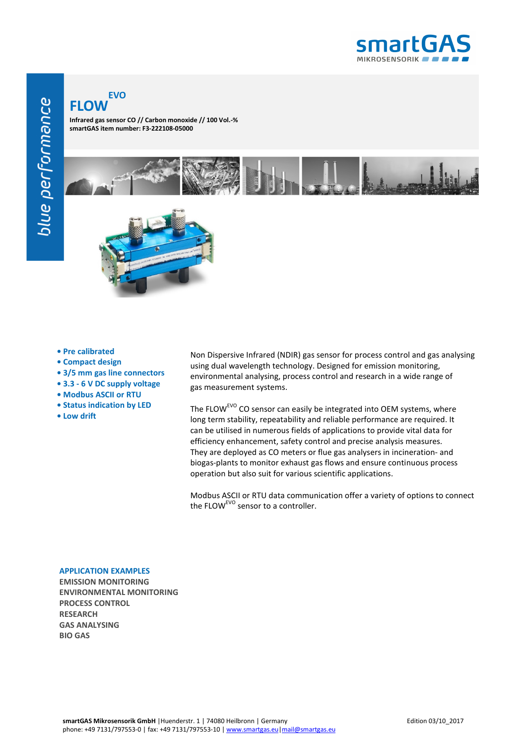blue performance

# FLOW$^{EVO}$

**Infrared gas sensor CO // Carbon monoxide // 100 Vol.-%**
**smartGAS item number: F3-222108-05000**

- **Pre calibrated**
- **Compact design**
- **3/5 mm gas line connectors**
- **3.3 - 6 V DC supply voltage**
- **Modbus ASCII or RTU**
- **Status indication by LED**
- **Low drift**

Non Dispersive Infrared (NDIR) gas sensor for process control and gas analysing using dual wavelength technology. Designed for emission monitoring, environmental analysing, process control and research in a wide range of gas measurement systems.

The FLOW$^{EVO}$ CO sensor can easily be integrated into OEM systems, where long term stability, repeatability and reliable performance are required. It can be utilised in numerous fields of applications to provide vital data for efficiency enhancement, safety control and precise analysis measures. They are deployed as CO meters or flue gas analysers in incineration- and biogas-plants to monitor exhaust gas flows and ensure continuous process operation but also suit for various scientific applications.

Modbus ASCII or RTU data communication offer a variety of options to connect the FLOW$^{EVO}$ sensor to a controller.

**APPLICATION EXAMPLES**
**EMISSION MONITORING**
**ENVIRONMENTAL MONITORING**
**PROCESS CONTROL**
**RESEARCH**
**GAS ANALYSING**
**BIO GAS**

**smartGAS Mikrosensorik GmbH** |Huenderstr. 1 | 74080 Heilbronn | Germany
phone: +49 7131/797553-0 | fax: +49 7131/797553-10 | www.smartgas.eu | mail@smartgas.eu

Edition 03/10_2017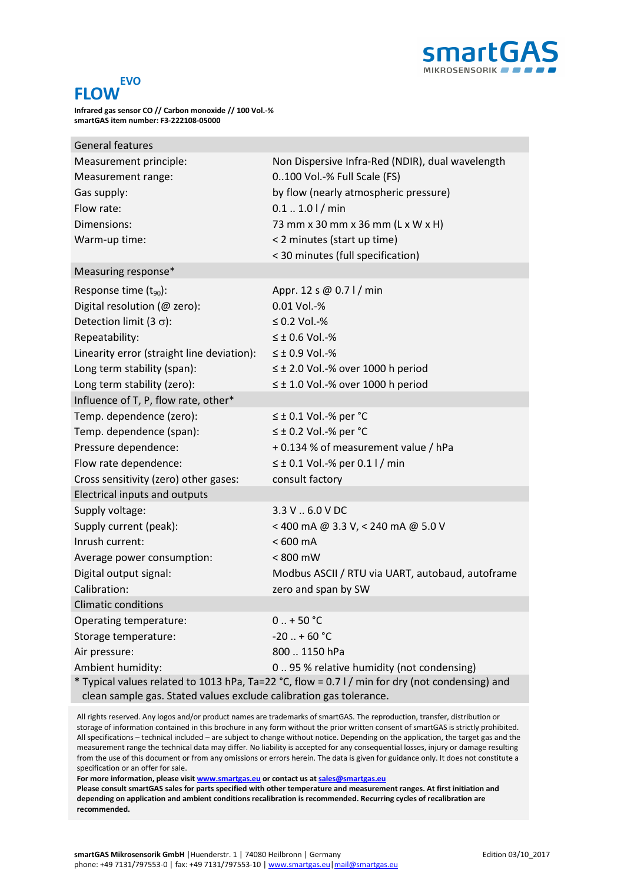# FLOW[EVO]

**Infrared gas sensor CO // Carbon monoxide // 100 Vol.-%**
**smartGAS item number: F3-222108-05000**

| | |
|---|---|
| **General features** | |
| Measurement principle: | Non Dispersive Infra-Red (NDIR), dual wavelength |
| Measurement range: | 0..100 Vol.-% Full Scale (FS) |
| Gas supply: | by flow (nearly atmospheric pressure) |
| Flow rate: | 0.1 .. 1.0 l / min |
| Dimensions: | 73 mm x 30 mm x 36 mm (L x W x H) |
| Warm-up time: | < 2 minutes (start up time) |
| | < 30 minutes (full specification) |
| **Measuring response*** | |
| Response time ($t_{90}$): | Appr. 12 s @ 0.7 l / min |
| Digital resolution (@ zero): | 0.01 Vol.-% |
| Detection limit (3 $\sigma$): | ≤ 0.2 Vol.-% |
| Repeatability: | ≤ ± 0.6 Vol.-% |
| Linearity error (straight line deviation): | ≤ ± 0.9 Vol.-% |
| Long term stability (span): | ≤ ± 2.0 Vol.-% over 1000 h period |
| Long term stability (zero): | ≤ ± 1.0 Vol.-% over 1000 h period |
| **Influence of T, P, flow rate, other*** | |
| Temp. dependence (zero): | ≤ ± 0.1 Vol.-% per °C |
| Temp. dependence (span): | ≤ ± 0.2 Vol.-% per °C |
| Pressure dependence: | + 0.134 % of measurement value / hPa |
| Flow rate dependence: | ≤ ± 0.1 Vol.-% per 0.1 l / min |
| Cross sensitivity (zero) other gases: | consult factory |
| **Electrical inputs and outputs** | |
| Supply voltage: | 3.3 V .. 6.0 V DC |
| Supply current (peak): | < 400 mA @ 3.3 V, < 240 mA @ 5.0 V |
| Inrush current: | < 600 mA |
| Average power consumption: | < 800 mW |
| Digital output signal: | Modbus ASCII / RTU via UART, autobaud, autoframe |
| Calibration: | zero and span by SW |
| **Climatic conditions** | |
| Operating temperature: | 0 .. + 50 °C |
| Storage temperature: | -20 .. + 60 °C |
| Air pressure: | 800 .. 1150 hPa |
| Ambient humidity: | 0 .. 95 % relative humidity (not condensing) |

\* Typical values related to 1013 hPa, Ta=22 °C, flow = 0.7 l / min for dry (not condensing) and clean sample gas. Stated values exclude calibration gas tolerance.

All rights reserved. Any logos and/or product names are trademarks of smartGAS. The reproduction, transfer, distribution or storage of information contained in this brochure in any form without the prior written consent of smartGAS is strictly prohibited. All specifications – technical included – are subject to change without notice. Depending on the application, the target gas and the measurement range the technical data may differ. No liability is accepted for any consequential losses, injury or damage resulting from the use of this document or from any omissions or errors herein. The data is given for guidance only. It does not constitute a specification or an offer for sale.

**For more information, please visit www.smartgas.eu or contact us at sales@smartgas.eu**

**Please consult smartGAS sales for parts specified with other temperature and measurement ranges. At first initiation and depending on application and ambient conditions recalibration is recommended. Recurring cycles of recalibration are recommended.**

**smartGAS Mikrosensorik GmbH** | Huenderstr. 1 | 74080 Heilbronn | Germany
phone: +49 7131/797553-0 | fax: +49 7131/797553-10 | www.smartgas.eu | mail@smartgas.eu

Edition 03/10_2017